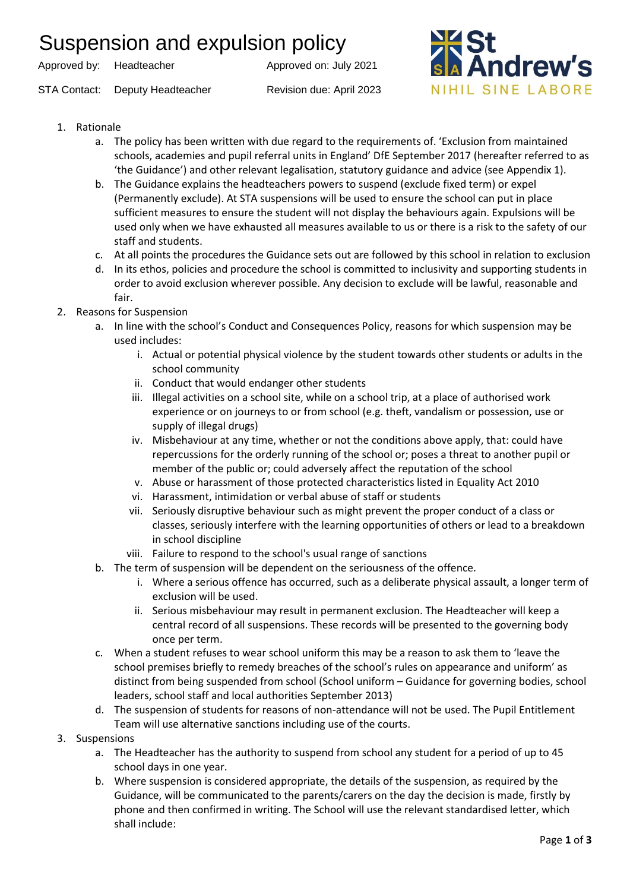# Suspension and expulsion policy

Approved by: Headteacher    Approved on: July 2021

STA Contact: Deputy Headteacher    Revision due: April 2023

St Andrew's
NIHIL SINE LABORE

1. Rationale
    a. The policy has been written with due regard to the requirements of. 'Exclusion from maintained schools, academies and pupil referral units in England' DfE September 2017 (hereafter referred to as 'the Guidance') and other relevant legalisation, statutory guidance and advice (see Appendix 1).
    b. The Guidance explains the headteachers powers to suspend (exclude fixed term) or expel (Permanently exclude). At STA suspensions will be used to ensure the school can put in place sufficient measures to ensure the student will not display the behaviours again. Expulsions will be used only when we have exhausted all measures available to us or there is a risk to the safety of our staff and students.
    c. At all points the procedures the Guidance sets out are followed by this school in relation to exclusion
    d. In its ethos, policies and procedure the school is committed to inclusivity and supporting students in order to avoid exclusion wherever possible. Any decision to exclude will be lawful, reasonable and fair.
2. Reasons for Suspension
    a. In line with the school's Conduct and Consequences Policy, reasons for which suspension may be used includes:
        i. Actual or potential physical violence by the student towards other students or adults in the school community
        ii. Conduct that would endanger other students
        iii. Illegal activities on a school site, while on a school trip, at a place of authorised work experience or on journeys to or from school (e.g. theft, vandalism or possession, use or supply of illegal drugs)
        iv. Misbehaviour at any time, whether or not the conditions above apply, that: could have repercussions for the orderly running of the school or; poses a threat to another pupil or member of the public or; could adversely affect the reputation of the school
        v. Abuse or harassment of those protected characteristics listed in Equality Act 2010
        vi. Harassment, intimidation or verbal abuse of staff or students
        vii. Seriously disruptive behaviour such as might prevent the proper conduct of a class or classes, seriously interfere with the learning opportunities of others or lead to a breakdown in school discipline
        viii. Failure to respond to the school's usual range of sanctions
    b. The term of suspension will be dependent on the seriousness of the offence.
        i. Where a serious offence has occurred, such as a deliberate physical assault, a longer term of exclusion will be used.
        ii. Serious misbehaviour may result in permanent exclusion. The Headteacher will keep a central record of all suspensions. These records will be presented to the governing body once per term.
    c. When a student refuses to wear school uniform this may be a reason to ask them to 'leave the school premises briefly to remedy breaches of the school's rules on appearance and uniform' as distinct from being suspended from school (School uniform – Guidance for governing bodies, school leaders, school staff and local authorities September 2013)
    d. The suspension of students for reasons of non-attendance will not be used. The Pupil Entitlement Team will use alternative sanctions including use of the courts.
3. Suspensions
    a. The Headteacher has the authority to suspend from school any student for a period of up to 45 school days in one year.
    b. Where suspension is considered appropriate, the details of the suspension, as required by the Guidance, will be communicated to the parents/carers on the day the decision is made, firstly by phone and then confirmed in writing. The School will use the relevant standardised letter, which shall include: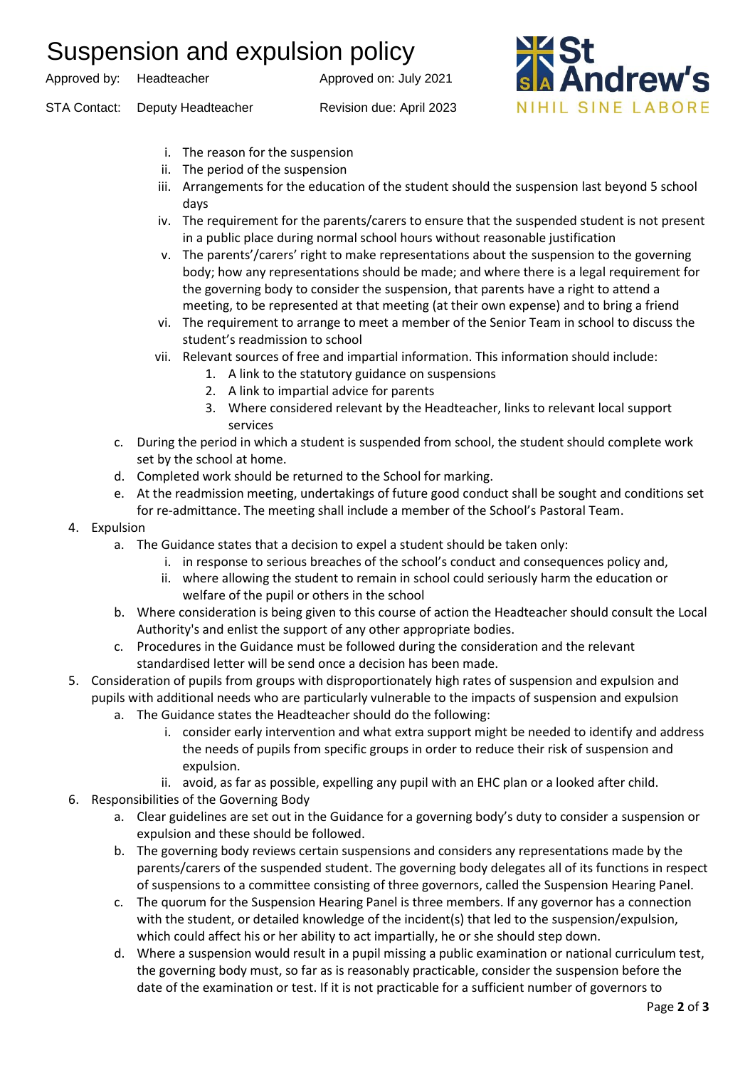i. The reason for the suspension
   ii. The period of the suspension
   iii. Arrangements for the education of the student should the suspension last beyond 5 school days
   iv. The requirement for the parents/carers to ensure that the suspended student is not present in a public place during normal school hours without reasonable justification
   v. The parents'/carers' right to make representations about the suspension to the governing body; how any representations should be made; and where there is a legal requirement for the governing body to consider the suspension, that parents have a right to attend a meeting, to be represented at that meeting (at their own expense) and to bring a friend
   vi. The requirement to arrange to meet a member of the Senior Team in school to discuss the student's readmission to school
   vii. Relevant sources of free and impartial information. This information should include:
      1. A link to the statutory guidance on suspensions
      2. A link to impartial advice for parents
      3. Where considered relevant by the Headteacher, links to relevant local support services

c. During the period in which a student is suspended from school, the student should complete work set by the school at home.

d. Completed work should be returned to the School for marking.

e. At the readmission meeting, undertakings of future good conduct shall be sought and conditions set for re-admittance. The meeting shall include a member of the School's Pastoral Team.

4. Expulsion
   a. The Guidance states that a decision to expel a student should be taken only:
      i. in response to serious breaches of the school's conduct and consequences policy and,
      ii. where allowing the student to remain in school could seriously harm the education or welfare of the pupil or others in the school
   b. Where consideration is being given to this course of action the Headteacher should consult the Local Authority's and enlist the support of any other appropriate bodies.
   c. Procedures in the Guidance must be followed during the consideration and the relevant standardised letter will be send once a decision has been made.

5. Consideration of pupils from groups with disproportionately high rates of suspension and expulsion and pupils with additional needs who are particularly vulnerable to the impacts of suspension and expulsion
   a. The Guidance states the Headteacher should do the following:
      i. consider early intervention and what extra support might be needed to identify and address the needs of pupils from specific groups in order to reduce their risk of suspension and expulsion.
      ii. avoid, as far as possible, expelling any pupil with an EHC plan or a looked after child.

6. Responsibilities of the Governing Body
   a. Clear guidelines are set out in the Guidance for a governing body's duty to consider a suspension or expulsion and these should be followed.
   b. The governing body reviews certain suspensions and considers any representations made by the parents/carers of the suspended student. The governing body delegates all of its functions in respect of suspensions to a committee consisting of three governors, called the Suspension Hearing Panel.
   c. The quorum for the Suspension Hearing Panel is three members. If any governor has a connection with the student, or detailed knowledge of the incident(s) that led to the suspension/expulsion, which could affect his or her ability to act impartially, he or she should step down.
   d. Where a suspension would result in a pupil missing a public examination or national curriculum test, the governing body must, so far as is reasonably practicable, consider the suspension before the date of the examination or test. If it is not practicable for a sufficient number of governors to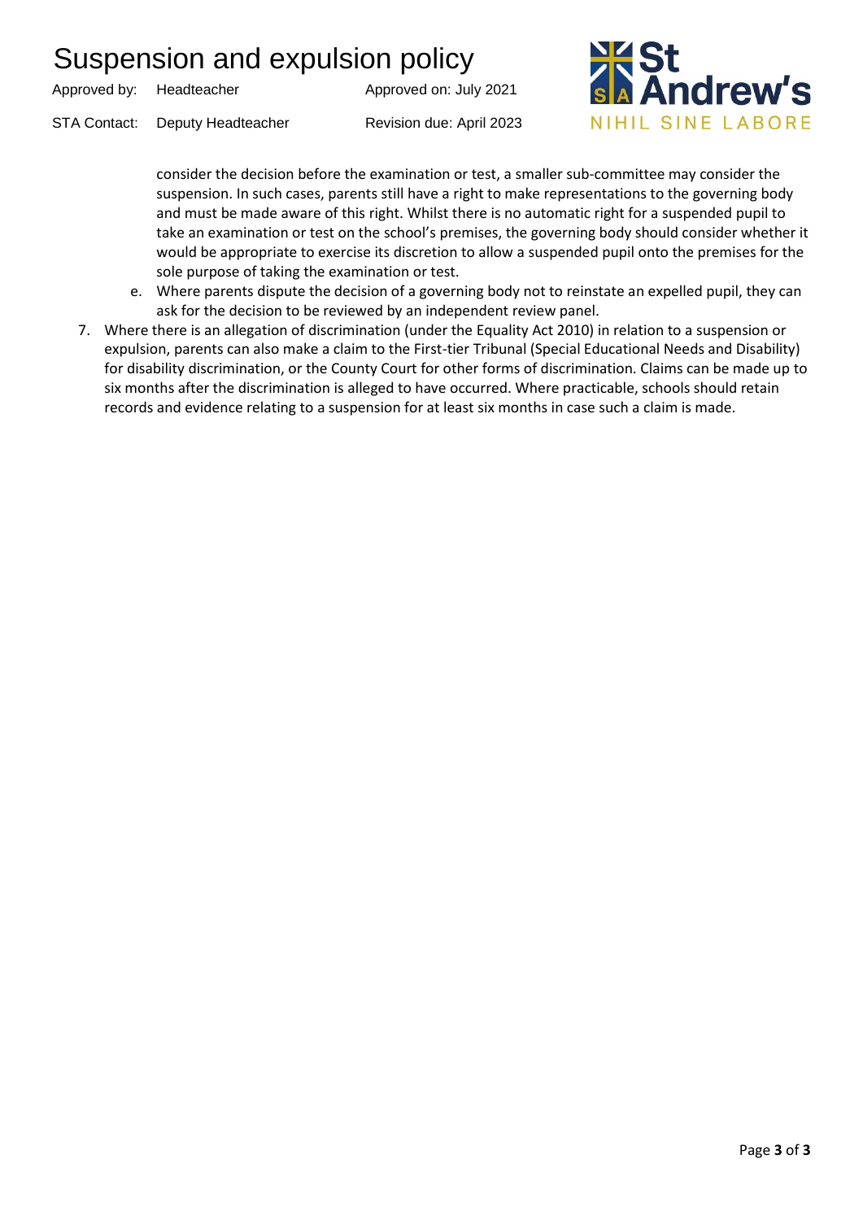consider the decision before the examination or test, a smaller sub-committee may consider the suspension. In such cases, parents still have a right to make representations to the governing body and must be made aware of this right. Whilst there is no automatic right for a suspended pupil to take an examination or test on the school's premises, the governing body should consider whether it would be appropriate to exercise its discretion to allow a suspended pupil onto the premises for the sole purpose of taking the examination or test.

   e. Where parents dispute the decision of a governing body not to reinstate an expelled pupil, they can ask for the decision to be reviewed by an independent review panel.

7. Where there is an allegation of discrimination (under the Equality Act 2010) in relation to a suspension or expulsion, parents can also make a claim to the First-tier Tribunal (Special Educational Needs and Disability) for disability discrimination, or the County Court for other forms of discrimination. Claims can be made up to six months after the discrimination is alleged to have occurred. Where practicable, schools should retain records and evidence relating to a suspension for at least six months in case such a claim is made.